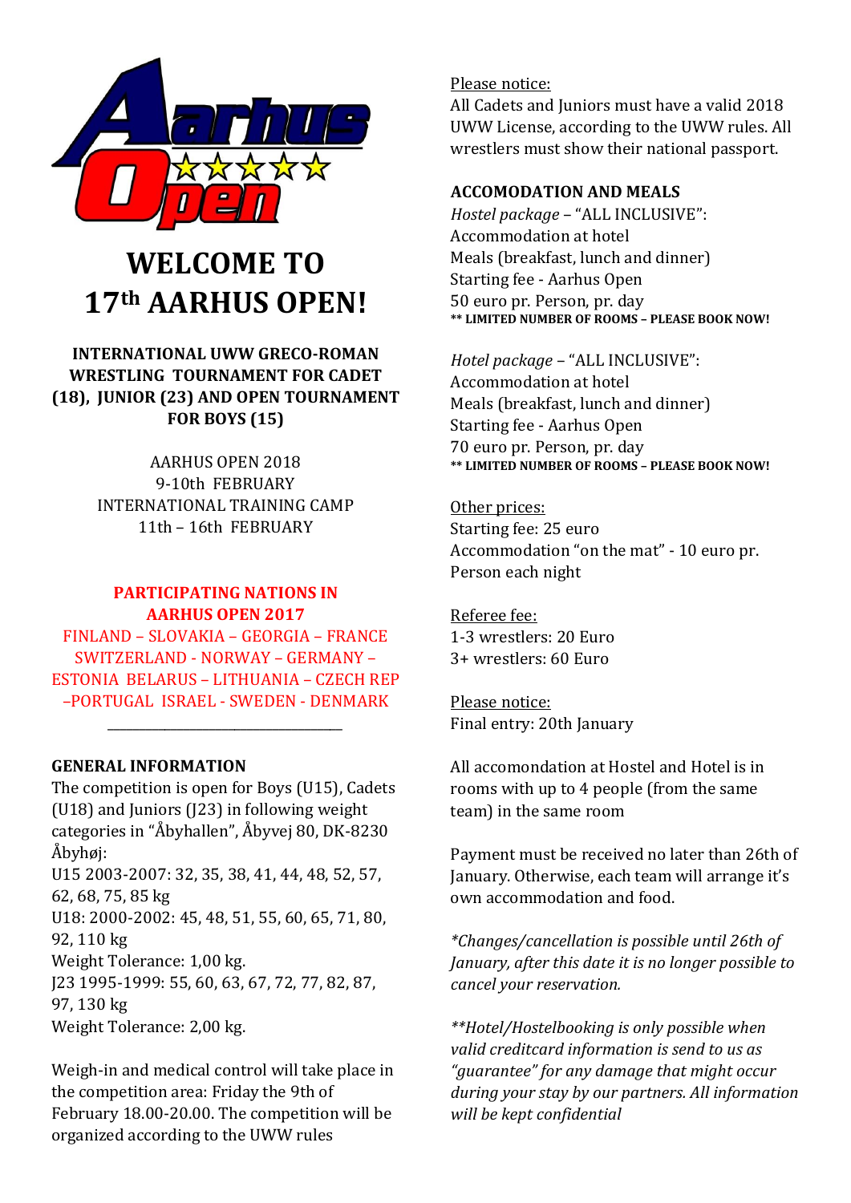# WELCOME TO 17th AARHUS OPEN!

**INTERNATIONAL UWW GRECO-ROMAN WRESTLING TOURNAMENT FOR CADET (18), JUNIOR (23) AND OPEN TOURNAMENT FOR BOYS (15)**

AARHUS OPEN 2018
9-10th FEBRUARY
INTERNATIONAL TRAINING CAMP
11th – 16th FEBRUARY

**PARTICIPATING NATIONS IN AARHUS OPEN 2017**

FINLAND – SLOVAKIA – GEORGIA – FRANCE
SWITZERLAND - NORWAY – GERMANY –
ESTONIA BELARUS – LITHUANIA – CZECH REP
–PORTUGAL ISRAEL - SWEDEN - DENMARK

---

**GENERAL INFORMATION**

The competition is open for Boys (U15), Cadets (U18) and Juniors (J23) in following weight categories in "Åbyhallen", Åbyvej 80, DK-8230 Åbyhøj:

U15 2003-2007: 32, 35, 38, 41, 44, 48, 52, 57, 62, 68, 75, 85 kg

U18: 2000-2002: 45, 48, 51, 55, 60, 65, 71, 80, 92, 110 kg

Weight Tolerance: 1,00 kg.

J23 1995-1999: 55, 60, 63, 67, 72, 77, 82, 87, 97, 130 kg

Weight Tolerance: 2,00 kg.

Weigh-in and medical control will take place in the competition area: Friday the 9th of February 18.00-20.00. The competition will be organized according to the UWW rules

Please notice:

All Cadets and Juniors must have a valid 2018 UWW License, according to the UWW rules. All wrestlers must show their national passport.

**ACCOMODATION AND MEALS**

*Hostel package* – "ALL INCLUSIVE":
Accommodation at hotel
Meals (breakfast, lunch and dinner)
Starting fee - Aarhus Open
50 euro pr. Person, pr. day
**\*\* LIMITED NUMBER OF ROOMS – PLEASE BOOK NOW!**

*Hotel package* – "ALL INCLUSIVE":
Accommodation at hotel
Meals (breakfast, lunch and dinner)
Starting fee - Aarhus Open
70 euro pr. Person, pr. day
**\*\* LIMITED NUMBER OF ROOMS – PLEASE BOOK NOW!**

Other prices:
Starting fee: 25 euro
Accommodation "on the mat" - 10 euro pr. Person each night

Referee fee:
1-3 wrestlers: 20 Euro
3+ wrestlers: 60 Euro

Please notice:
Final entry: 20th January

All accomondation at Hostel and Hotel is in rooms with up to 4 people (from the same team) in the same room

Payment must be received no later than 26th of January. Otherwise, each team will arrange it's own accommodation and food.

*\*Changes/cancellation is possible until 26th of January, after this date it is no longer possible to cancel your reservation.*

*\*\*Hotel/Hostelbooking is only possible when valid creditcard information is send to us as "guarantee" for any damage that might occur during your stay by our partners. All information will be kept confidential*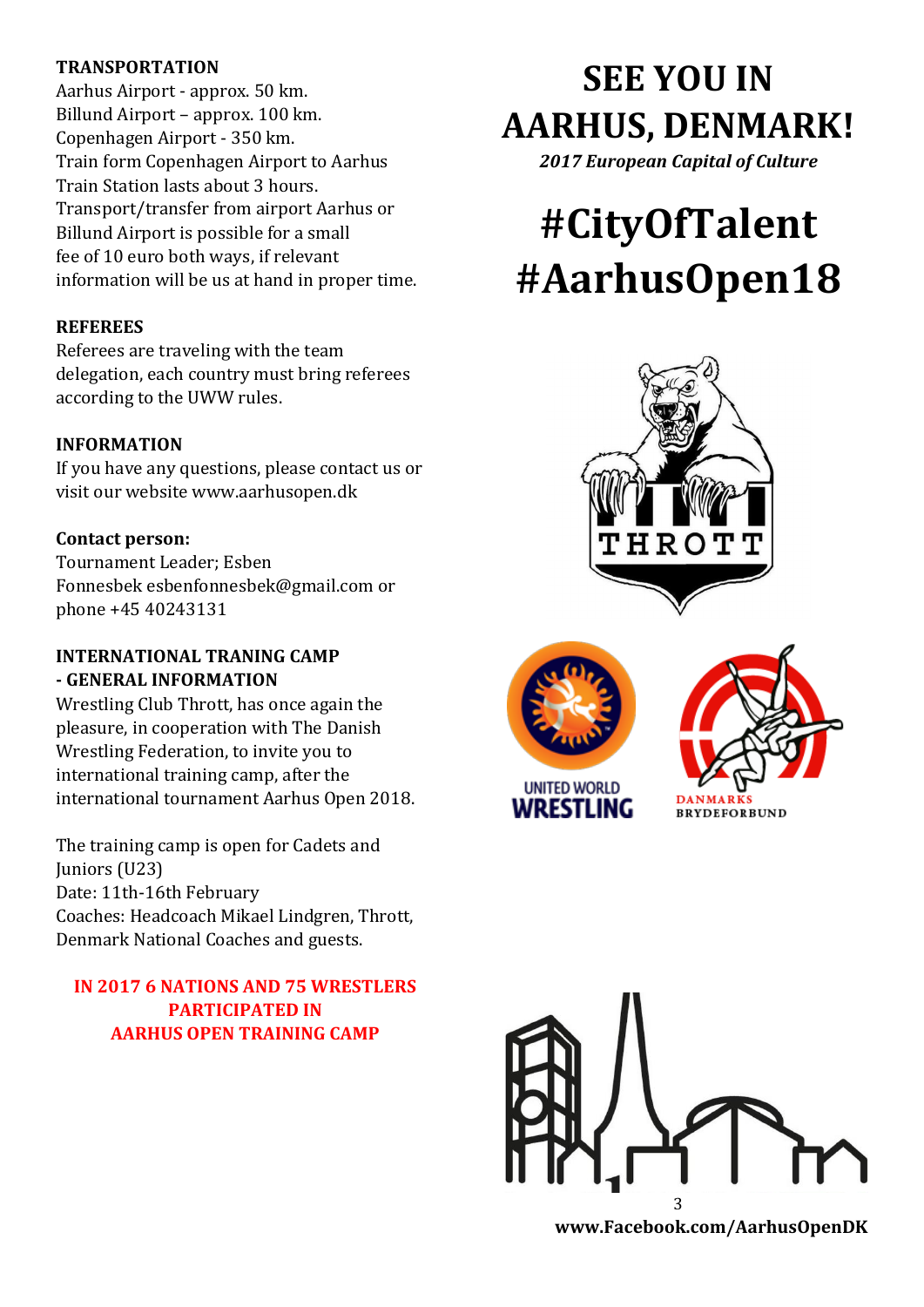## TRANSPORTATION

Aarhus Airport - approx. 50 km.
Billund Airport – approx. 100 km.
Copenhagen Airport - 350 km.
Train form Copenhagen Airport to Aarhus Train Station lasts about 3 hours.
Transport/transfer from airport Aarhus or Billund Airport is possible for a small fee of 10 euro both ways, if relevant information will be us at hand in proper time.

## REFEREES

Referees are traveling with the team delegation, each country must bring referees according to the UWW rules.

## INFORMATION

If you have any questions, please contact us or visit our website www.aarhusopen.dk

**Contact person:**
Tournament Leader; Esben Fonnesbek esbenfonnesbek@gmail.com or phone +45 40243131

## INTERNATIONAL TRANING CAMP - GENERAL INFORMATION

Wrestling Club Thrott, has once again the pleasure, in cooperation with The Danish Wrestling Federation, to invite you to international training camp, after the international tournament Aarhus Open 2018.

The training camp is open for Cadets and Juniors (U23)
Date: 11th-16th February
Coaches: Headcoach Mikael Lindgren, Thrott, Denmark National Coaches and guests.

**IN 2017 6 NATIONS AND 75 WRESTLERS PARTICIPATED IN AARHUS OPEN TRAINING CAMP**

# SEE YOU IN AARHUS, DENMARK!

***2017 European Capital of Culture***

# #CityOfTalent #AarhusOpen18

THROTT

UNITED WORLD WRESTLING

DANMARKS BRYDEFORBUND

**www.Facebook.com/AarhusOpenDK**